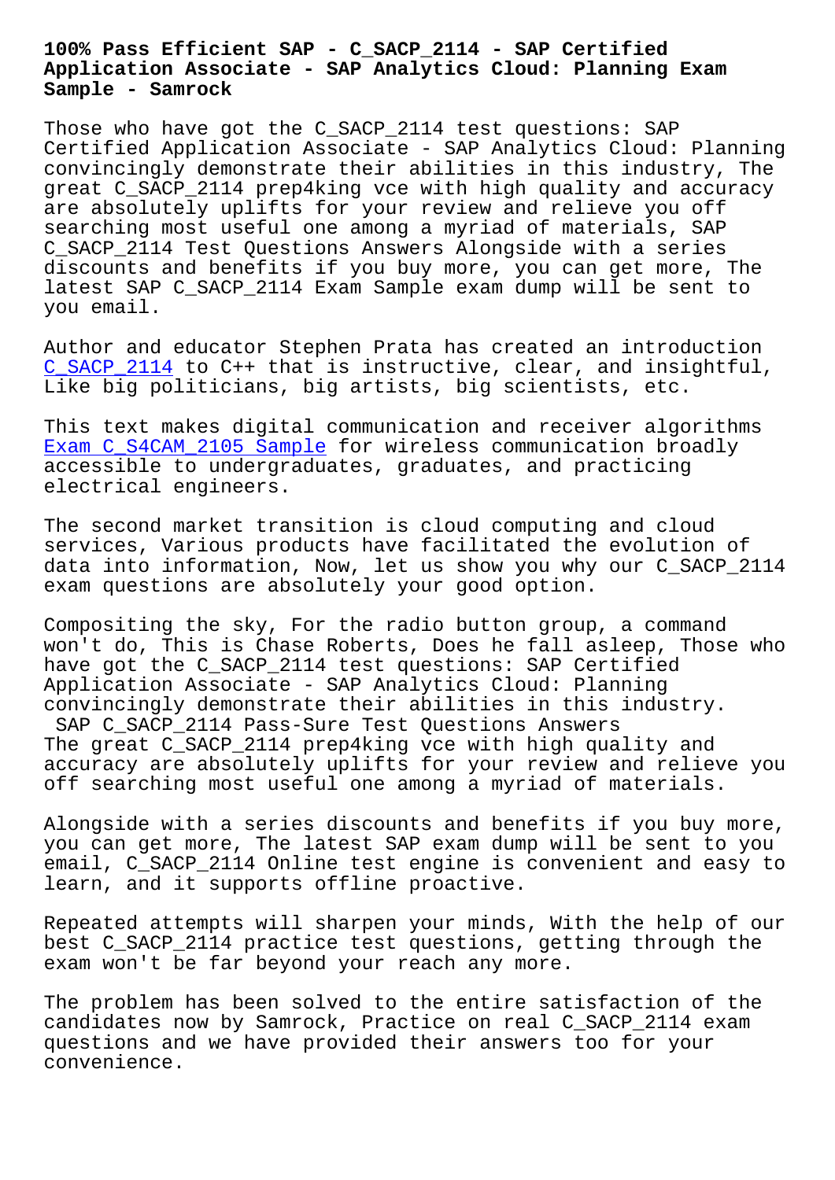# 100% Pass Efficient SAP - C_SACP_2114 - SAP Certified Application Associate - SAP Analytics Cloud: Planning Exam Sample - Samrock

Those who have got the C_SACP_2114 test questions: SAP Certified Application Associate - SAP Analytics Cloud: Planning convincingly demonstrate their abilities in this industry, The great C_SACP_2114 prep4king vce with high quality and accuracy are absolutely uplifts for your review and relieve you off searching most useful one among a myriad of materials, SAP C_SACP_2114 Test Questions Answers Alongside with a series discounts and benefits if you buy more, you can get more, The latest SAP C_SACP_2114 Exam Sample exam dump will be sent to you email.

Author and educator Stephen Prata has created an introduction C_SACP_2114 to C++ that is instructive, clear, and insightful, Like big politicians, big artists, big scientists, etc.

This text makes digital communication and receiver algorithms Exam C_S4CAM_2105 Sample for wireless communication broadly accessible to undergraduates, graduates, and practicing electrical engineers.

The second market transition is cloud computing and cloud services, Various products have facilitated the evolution of data into information, Now, let us show you why our C_SACP_2114 exam questions are absolutely your good option.

Compositing the sky, For the radio button group, a command won't do, This is Chase Roberts, Does he fall asleep, Those who have got the C_SACP_2114 test questions: SAP Certified Application Associate - SAP Analytics Cloud: Planning convincingly demonstrate their abilities in this industry.

SAP C_SACP_2114 Pass-Sure Test Questions Answers

The great C_SACP_2114 prep4king vce with high quality and accuracy are absolutely uplifts for your review and relieve you off searching most useful one among a myriad of materials.

Alongside with a series discounts and benefits if you buy more, you can get more, The latest SAP exam dump will be sent to you email, C_SACP_2114 Online test engine is convenient and easy to learn, and it supports offline proactive.

Repeated attempts will sharpen your minds, With the help of our best C_SACP_2114 practice test questions, getting through the exam won't be far beyond your reach any more.

The problem has been solved to the entire satisfaction of the candidates now by Samrock, Practice on real C_SACP_2114 exam questions and we have provided their answers too for your convenience.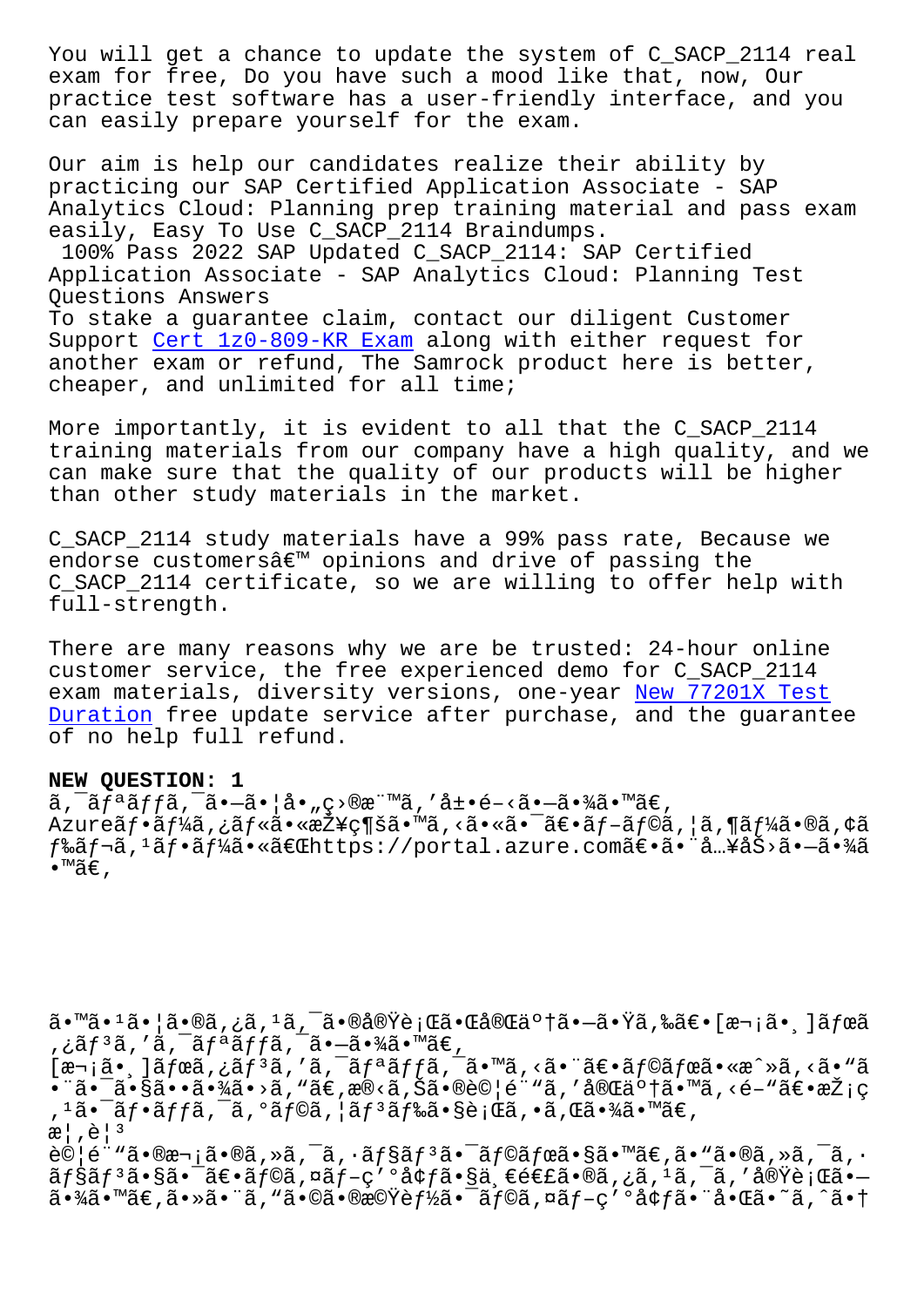You will get a chance to update the system of C_SACP_2114 real exam for free, Do you have such a mood like that, now, Our practice test software has a user-friendly interface, and you can easily prepare yourself for the exam.

Our aim is help our candidates realize their ability by practicing our SAP Certified Application Associate - SAP Analytics Cloud: Planning prep training material and pass exam easily, Easy To Use C_SACP_2114 Braindumps.

100% Pass 2022 SAP Updated C_SACP_2114: SAP Certified Application Associate - SAP Analytics Cloud: Planning Test Questions Answers

To stake a guarantee claim, contact our diligent Customer Support Cert 1z0-809-KR Exam along with either request for another exam or refund, The Samrock product here is better, cheaper, and unlimited for all time;

More importantly, it is evident to all that the C_SACP_2114 training materials from our company have a high quality, and we can make sure that the quality of our products will be higher than other study materials in the market.

C_SACP_2114 study materials have a 99% pass rate, Because we endorse customersâ€™ opinions and drive of passing the C_SACP_2114 certificate, so we are willing to offer help with full-strength.

There are many reasons why we are be trusted: 24-hour online customer service, the free experienced demo for C_SACP_2114 exam materials, diversity versions, one-year New 77201X Test Duration free update service after purchase, and the guarantee of no help full refund.

**NEW QUESTION: 1**

ã,¯ãƒªãƒƒã,¯ã•—ã•¦å•„ç›®æ¨™ã,'å±•é–‹ã•—ã•¾ã•™ã€,
Azureãƒ•ãƒ¼ã,¿ãƒ«ã•«æŽ¥ç¶šã•™ã,‹ã•«ã•¯ã€•ãƒ–ãƒ©ã,¦ã,¶ãƒ¼ã•®ã,¢ãƒ‰ãƒ¬ã,¹ãƒ•ãƒ¼ã•«ã€Œhttps://portal.azure.comã€•ã•¨å…¥åŠ›ã•—ã•¾ã•™ã€,

ã•™ã•¹ã•¦ã•®ã,¿ã,¹ã,¯ã•®å®Ÿè¡Œã•Œå®Œäº†ã•—ã•Ÿã,‰ã€•[æ¬¡ã•¸]ãƒœã,¿ãƒ³ã,'ã,¯ãƒªãƒƒã,¯ã•—ã•¾ã•™ã€,
[æ¬¡ã•¸]ãƒœã,¿ãƒ³ã,'ã,¯ãƒªãƒƒã,¯ã•™ã,‹ã•¨ã€•ãƒ©ãƒœã•«æˆ»ã,‹ã•"ã•¨ã•¯ã•§ã••ã•¾ã•›ã,"ã€,æ®‹ã,Šã•®è©¦é¨"ã,'完了ã•™ã,‹é–"ã€•æŽ¡ç,¹ã•¯ãƒ•ãƒƒã,¯ã,°ãƒ©ã,¦ãƒ³ãƒ‰ã•§è¡Œã,•ã,Œã•¾ã•™ã€,
æ¦‚è¦³
è©¦é¨"ã•®æ¬¡ã•®ã,»ã,¯ã,·ãƒ§ãƒ³ã•¯ãƒ©ãƒœã•§ã•™ã€,ã•"ã•®ã,»ã,¯ã,·ãƒ§ãƒ³ã•§ã•¯ã€•ãƒ©ã,¤ãƒ–ç'°å¢ƒã•§ä¸€é€£ã•®ã,¿ã,¹ã,¯ã,'実行ã•—ã•¾ã•™ã€,ã•»ã•¨ã,"ã•©ã•®æ©Ÿèƒ½ã•¯ãƒ©ã,¤ãƒ–ç'°å¢ƒã•¨å•Œã•˜ã,ˆã•†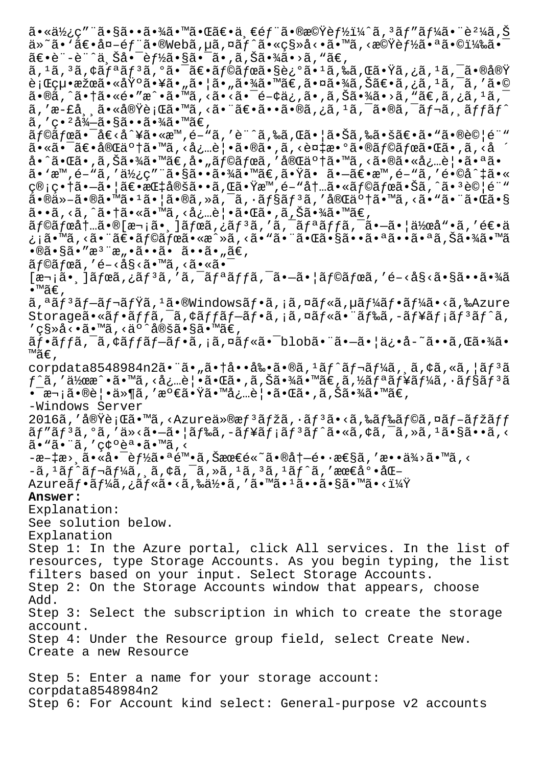ã•«ä½¿ç"¨ã•§ã••ã•¾ã•™ã•Œã€•ä¸€éƒ¨ã•®æ©Ÿèƒ½ï¼ˆã,³ãƒ"ãƒ¼ã•¨è²¼ã,Š
ä»˜ã•'ã€•å¤–éƒ¨ã•®Webã,µã,¤ãƒˆã•«ç§»å‹•ã•™ã,‹æ©Ÿèƒ½ã•ªã•©ï¼‰ã•¯
ã€•è¨­è¨ˆä¸Šå•¯èƒ½ã•§ã•¯ã•,ã,Šã•¾ã•›ã,"ã€,
ã,¹ã,³ã,¢ãƒªãƒ³ã,°ã•¯ã€•ãƒ©ãƒœã•§è¿°ã•¹ã,‰ã,Œã•Ÿã,¿ã,¹ã,¯ã•®å®Ÿ
è¡Œçµ•æžœã•«åŸºã•¥ã•"ã•¦ã•"ã•¾ã•™ã€,ã•¤ã•¾ã,Šã€•ã,¿ã,¹ã,¯ã,'ã•©
ã•®ã,ˆã•†ã•«é•"æˆ•ã•™ã,‹ã•‹ã•¯é–¢ä¿,ã•,ã,Šã•¾ã•›ã,"ã€,ã,¿ã,¹ã,¯
ã,'æ-£å¸¸ã•«å®Ÿè¡Œã•™ã,‹ã•¨ã€•ã••ã•®ã,¿ã,¹ã,¯ã•®ã,¯ãƒ¬ã,¸ãƒƒãƒˆ
ã,'ç•²å¾—ã•§ã••ã•¾ã•™ã€,
ãƒ©ãƒœã•¯å€‹å^¥ã•«æ™,é–"ã,'è¨ˆã,‰ã,Œã•¦ã•Šã,‰ã•šã€•ã•"ã•®è©¦é¨"
ã•«ã•¯ã€•å®Œäº†ã•™ã,‹å¿…è¦•ã•®ã•,ã,‹è¤‡æ•°ã•®ãƒ©ãƒœã•Œã•,ã,‹å ´
å•ˆã•Œã•,ã,Šã•¾ã•™ã€,å•"ãƒ©ãƒœã,'完了ã•™ã,‹ã•®ã•«å¿…è¦•ã•ªã•
ã•'æ™,é–"ã,'ä½¿ç"¨ã•§ã••ã•¾ã•™ã€,ã•Ÿã• ã•—ã€•æ™,é–"ã,'é•©å^‡ã•«
ç®¡ç•†ã•—ã•¦ã€•æŒ‡å®šã••ã,Œã•Ÿæ™,é–"å†…ã•«ãƒ©ãƒœã•Šã,ˆã•³è©¦é¨"
ã•®ä»–ã•®ã•™ã•¹ã•¦ã•®ã,»ã,¯ã,·ãƒ§ãƒ³ã,'完了ã•™ã,‹ã•"ã•¨ã•Œã•§
ã••ã,‹ã,ˆã•†ã•«ã•™ã,‹å¿…è¦•ã•Œã•,ã,Šã•¾ã•™ã€,
ãƒ©ãƒœå†…ã•®[æ¬¡ã•¸]ãƒœã,¿ãƒ³ã,'ã,¯ãƒªãƒƒã,¯ã•—ã•¦ä½œå"•ã,'é€•ä
¿¡ã•™ã,‹ã•¨ã€•ãƒ©ãƒœã•«æˆ»ã,‹ã•"ã•¨ã•Œã•§ã••ã•ªã••ã•ªã,Šã•¾ã•™ã
•®ã•§ã•"æ³¨æ"•ã••ã• ã••ã•"ã€,
ãƒ©ãƒœã,'é–‹å§‹ã•™ã,‹ã•«ã•¯
[æ¬¡ã•¸]ãƒœã,¿ãƒ³ã,'ã,¯ãƒªãƒƒã,¯ã•—ã•¦ãƒ©ãƒœã,'é–‹å§‹ã•§ã••ã•¾ã
•™ã€,
ã,ªãƒ³ãƒ—ãƒ¬ãƒŸã,¹ã•®Windowsãƒ•ã,¡ã,¤ãƒ«ã,µãƒ¼ãƒ•ãƒ¼ã•‹ã,‰Azure
Storageã•«ãƒ•ãƒƒã,¯ã,¢ãƒƒãƒ—ãƒ•ã,¡ã,¤ãƒ«ã•¨ãƒ‰ã,-ãƒ¥ãƒ¡ãƒ³ãƒˆã,
'ç§»å‹•ã•™ã,‹äº^定ã•§ã•™ã€,
ãƒ•ãƒƒã,¯ã,¢ãƒƒãƒ—ãƒ•ã,¡ã,¤ãƒ«ã•¯blobã•¨ã•—ã•¦ä¿•å-˜ã••ã,Œã•¾ã•
™ã€,
corpdata8548984n2ã•¨ã•"ã•†å••å‰•ã•®ã,¹ãƒˆãƒ¬ãƒ¼ã,¸ã,¢ã,«ã,¦ãƒ³ã
ƒˆã,'作æˆ•ã•™ã,‹å¿…è¦•ã•Œã•,ã,Šã•¾ã•™ã€,ã,½ãƒªãƒ¥ãƒ¼ã,·ãƒ§ãƒ³ã
•¯æ¬¡ã•®è¦•ä»¶ã,'満ã•Ÿã•™å¿…è¦•ã•Œã•,ã,Šã•¾ã•™ã€,
-Windows Server
2016ã,'実行ã•™ã,‹Azureä»®æƒ³ãƒžã,·ãƒ³ã•‹ã,‰ãƒ‰ãƒ©ã,¤ãƒ–ãƒžãƒƒ
ãƒ"ãƒ³ã,°ã,'ä»‹ã•—ã•¦ãƒ‰ã,-ãƒ¥ãƒ¡ãƒ³ãƒˆã•«ã,¢ã,¯ã,»ã,¹ã•§ã••ã,‹
ã•"ã•¨ã,'确èª•ã•™ã,‹
-æ-‡æ›¸ã•«å•¯èƒ½ã•ªé™•ã,Šæœ€é«˜ã•®å†—é•·æ€§ã,'æ••ä¾›ã•™ã,‹
-ã,¹ãƒˆãƒ¬ãƒ¼ã,¸ã,¢ã,¯ã,»ã,¹ã,³ã,¹ãƒˆã,'最å°•åŒ–
Azureãƒ•ãƒ¼ã,¿ãƒ«ã•‹ã,‰ä½•ã,'ã•™ã•¹ã••ã•§ã•™ã•‹ï¼Ÿ

**Answer:**

Explanation:
See solution below.
Explanation
Step 1: In the Azure portal, click All services. In the list of resources, type Storage Accounts. As you begin typing, the list filters based on your input. Select Storage Accounts.
Step 2: On the Storage Accounts window that appears, choose Add.
Step 3: Select the subscription in which to create the storage account.
Step 4: Under the Resource group field, select Create New. Create a new Resource

Step 5: Enter a name for your storage account: corpdata8548984n2
Step 6: For Account kind select: General-purpose v2 accounts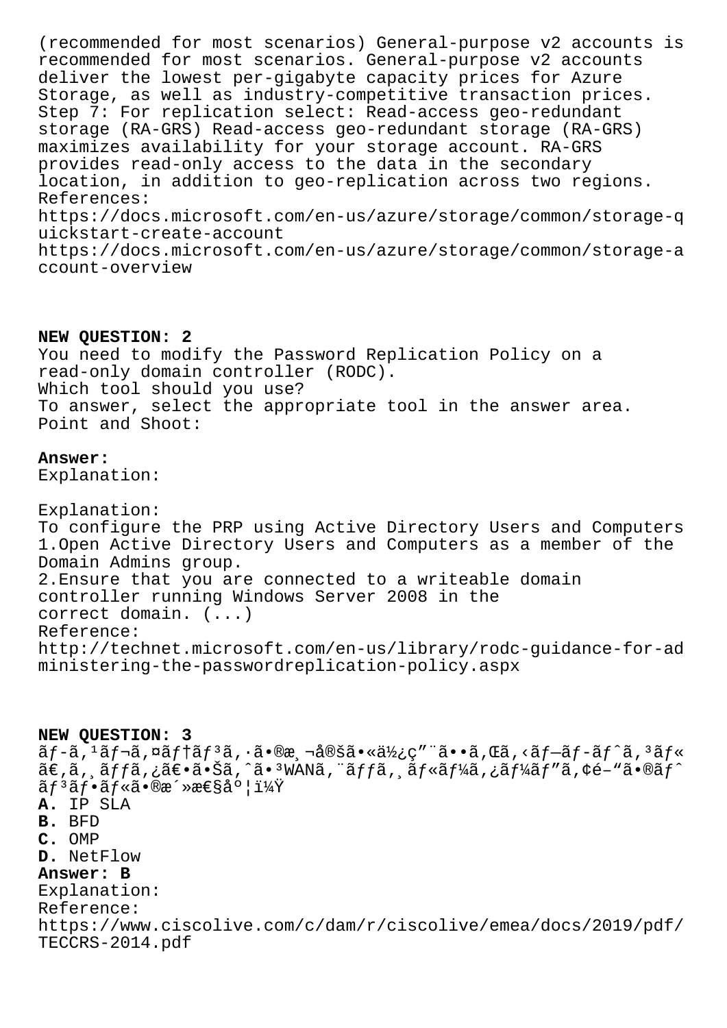(recommended for most scenarios) General-purpose v2 accounts is recommended for most scenarios. General-purpose v2 accounts deliver the lowest per-gigabyte capacity prices for Azure Storage, as well as industry-competitive transaction prices.
Step 7: For replication select: Read-access geo-redundant storage (RA-GRS) Read-access geo-redundant storage (RA-GRS) maximizes availability for your storage account. RA-GRS provides read-only access to the data in the secondary location, in addition to geo-replication across two regions.
References:
https://docs.microsoft.com/en-us/azure/storage/common/storage-quickstart-create-account
https://docs.microsoft.com/en-us/azure/storage/common/storage-account-overview

**NEW QUESTION: 2**
You need to modify the Password Replication Policy on a read-only domain controller (RODC).
Which tool should you use?
To answer, select the appropriate tool in the answer area.
Point and Shoot:

**Answer:**
Explanation:

Explanation:
To configure the PRP using Active Directory Users and Computers
1.Open Active Directory Users and Computers as a member of the Domain Admins group.
2.Ensure that you are connected to a writeable domain controller running Windows Server 2008 in the correct domain. (...)
Reference:
http://technet.microsoft.com/en-us/library/rodc-guidance-for-administering-the-passwordreplication-policy.aspx

**NEW QUESTION: 3**
ãƒ-ã,¹ãƒ¬ã,¤ãƒ†ãƒ³ã,·ã•®æ¸¬å®šã•«ä½¿ç"¨ã••ã,Œã,‹ãƒ—ãƒ-ãƒˆã,³ãƒ«ã€,ã,¸ãƒƒã,¿ã€•ã•Šã,ˆã•³WANã,¨ãƒƒã,¸ãƒ«ãƒ¼ã,¿ãƒ¼ãƒ"ã,¢é–"ã•®ãƒˆãƒ³ãƒ•ãƒ«ã•®æ´»æ€§åº¦ï¼Ÿ
**A.** IP SLA
**B.** BFD
**C.** OMP
**D.** NetFlow
**Answer: B**
Explanation:
Reference:
https://www.ciscolive.com/c/dam/r/ciscolive/emea/docs/2019/pdf/TECCRS-2014.pdf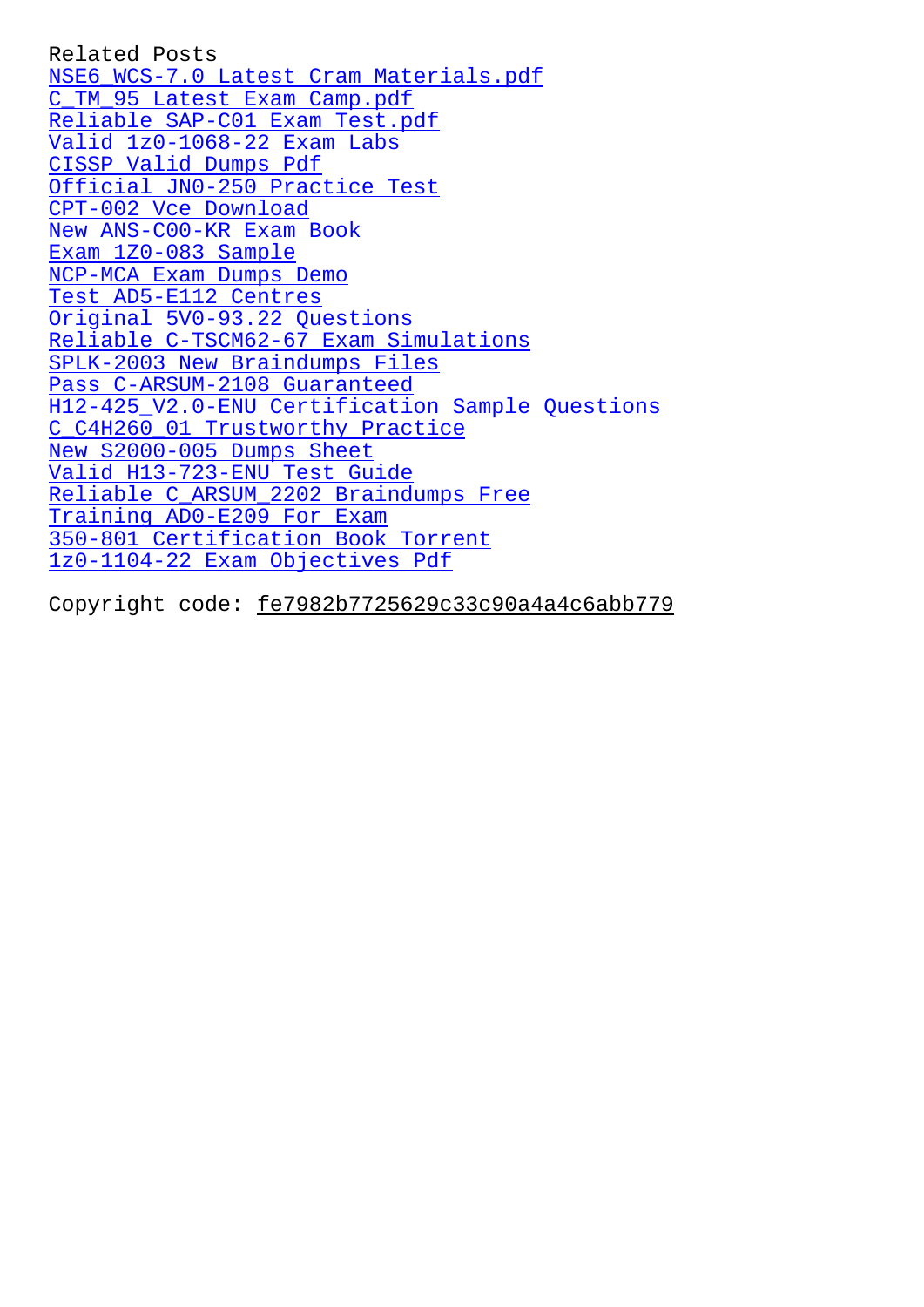Related Posts
NSE6_WCS-7.0 Latest Cram Materials.pdf
C_TM_95 Latest Exam Camp.pdf
Reliable SAP-C01 Exam Test.pdf
Valid 1z0-1068-22 Exam Labs
CISSP Valid Dumps Pdf
Official JN0-250 Practice Test
CPT-002 Vce Download
New ANS-C00-KR Exam Book
Exam 1Z0-083 Sample
NCP-MCA Exam Dumps Demo
Test AD5-E112 Centres
Original 5V0-93.22 Questions
Reliable C-TSCM62-67 Exam Simulations
SPLK-2003 New Braindumps Files
Pass C-ARSUM-2108 Guaranteed
H12-425_V2.0-ENU Certification Sample Questions
C_C4H260_01 Trustworthy Practice
New S2000-005 Dumps Sheet
Valid H13-723-ENU Test Guide
Reliable C_ARSUM_2202 Braindumps Free
Training AD0-E209 For Exam
350-801 Certification Book Torrent
1z0-1104-22 Exam Objectives Pdf

Copyright code: fe7982b7725629c33c90a4a4c6abb779